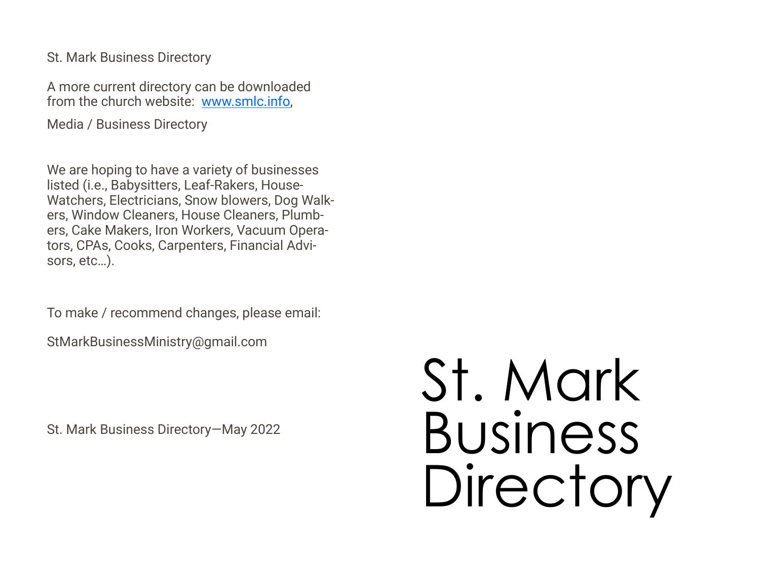St. Mark Business Directory

A more current directory can be downloaded from the church website: www.smlc.info,

Media / Business Directory

We are hoping to have a variety of businesses listed (i.e., Babysitters, Leaf-Rakers, House-Watchers, Electricians, Snow blowers, Dog Walkers, Window Cleaners, House Cleaners, Plumbers, Cake Makers, Iron Workers, Vacuum Operators, CPAs, Cooks, Carpenters, Financial Advisors, etc…).

To make / recommend changes, please email:

StMarkBusinessMinistry@gmail.com

St. Mark Business Directory—May 2022

# St. Mark Business Directory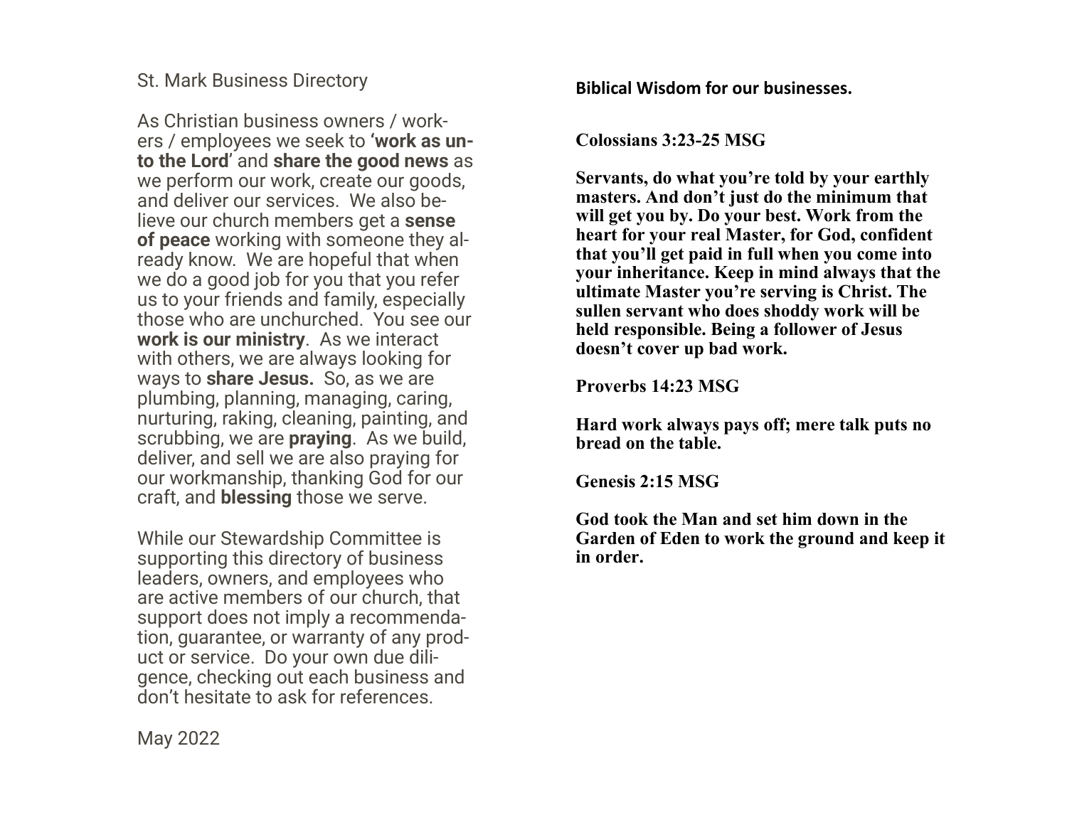# St. Mark Business Directory

As Christian business owners / workers / employees we seek to **'work as unto the Lord**' and **share the good news** as we perform our work, create our goods, and deliver our services. We also believe our church members get a **sense of peace** working with someone they already know. We are hopeful that when we do a good job for you that you refer us to your friends and family, especially those who are unchurched. You see our **work is our ministry**. As we interact with others, we are always looking for ways to **share Jesus.** So, as we are plumbing, planning, managing, caring, nurturing, raking, cleaning, painting, and scrubbing, we are **praying**. As we build, deliver, and sell we are also praying for our workmanship, thanking God for our craft, and **blessing** those we serve.

While our Stewardship Committee is supporting this directory of business leaders, owners, and employees who are active members of our church, that support does not imply a recommendation, guarantee, or warranty of any product or service. Do your own due diligence, checking out each business and don't hesitate to ask for references.

May 2022

## Biblical Wisdom for our businesses.

**Colossians 3:23-25 MSG**

**Servants, do what you're told by your earthly masters. And don't just do the minimum that will get you by. Do your best. Work from the heart for your real Master, for God, confident that you'll get paid in full when you come into your inheritance. Keep in mind always that the ultimate Master you're serving is Christ. The sullen servant who does shoddy work will be held responsible. Being a follower of Jesus doesn't cover up bad work.**

**Proverbs 14:23 MSG**

**Hard work always pays off; mere talk puts no bread on the table.**

**Genesis 2:15 MSG**

**God took the Man and set him down in the Garden of Eden to work the ground and keep it in order.**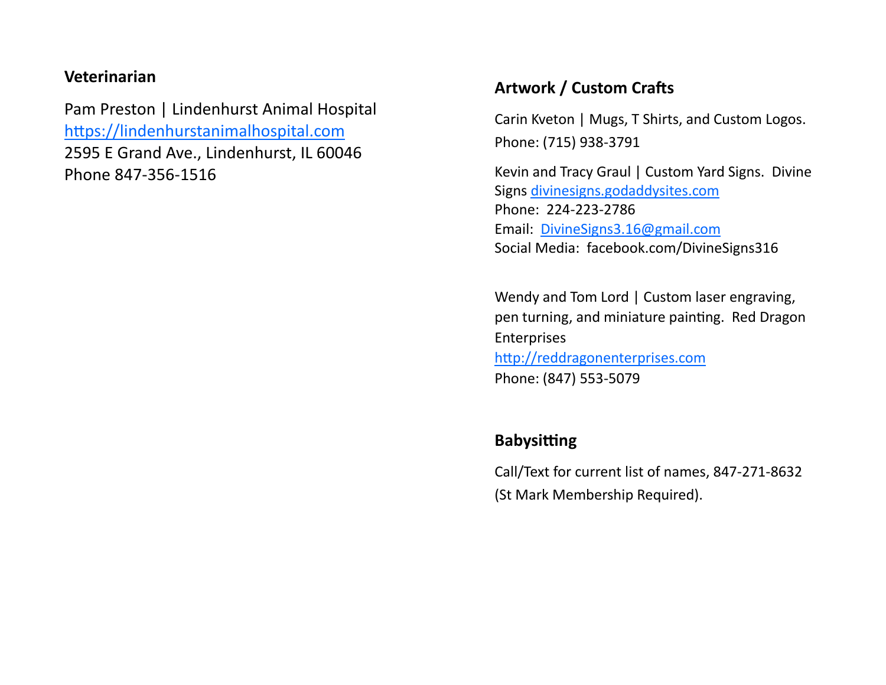## Veterinarian

Pam Preston | Lindenhurst Animal Hospital
https://lindenhurstanimalhospital.com
2595 E Grand Ave., Lindenhurst, IL 60046
Phone 847-356-1516

## Artwork / Custom Crafts

Carin Kveton | Mugs, T Shirts, and Custom Logos.
Phone: (715) 938-3791

Kevin and Tracy Graul | Custom Yard Signs. Divine Signs divinesigns.godaddysites.com
Phone: 224-223-2786
Email: DivineSigns3.16@gmail.com
Social Media: facebook.com/DivineSigns316

Wendy and Tom Lord | Custom laser engraving, pen turning, and miniature painting. Red Dragon Enterprises
http://reddragonenterprises.com
Phone: (847) 553-5079

## Babysitting

Call/Text for current list of names, 847-271-8632
(St Mark Membership Required).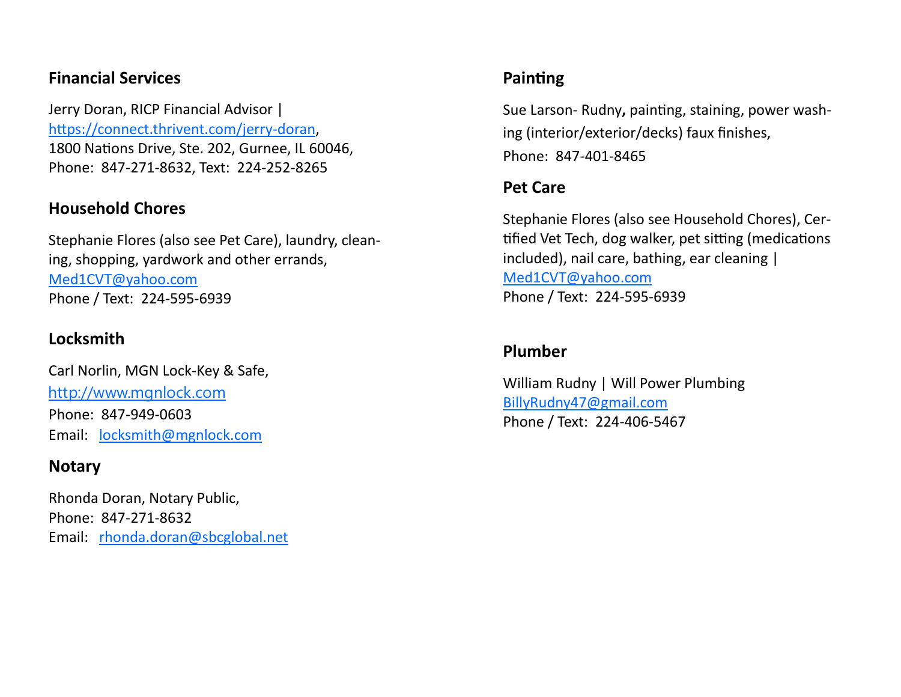## Financial Services

Jerry Doran, RICP Financial Advisor | https://connect.thrivent.com/jerry-doran,
1800 Nations Drive, Ste. 202, Gurnee, IL 60046,
Phone: 847-271-8632, Text: 224-252-8265

## Household Chores

Stephanie Flores (also see Pet Care), laundry, cleaning, shopping, yardwork and other errands,
Med1CVT@yahoo.com
Phone / Text: 224-595-6939

## Locksmith

Carl Norlin, MGN Lock-Key & Safe,
http://www.mgnlock.com
Phone: 847-949-0603
Email: locksmith@mgnlock.com

## Notary

Rhonda Doran, Notary Public,
Phone: 847-271-8632
Email: rhonda.doran@sbcglobal.net

## Painting

Sue Larson- Rudny**,** painting, staining, power washing (interior/exterior/decks) faux finishes,
Phone: 847-401-8465

## Pet Care

Stephanie Flores (also see Household Chores), Certified Vet Tech, dog walker, pet sitting (medications included), nail care, bathing, ear cleaning |
Med1CVT@yahoo.com
Phone / Text: 224-595-6939

## Plumber

William Rudny | Will Power Plumbing
BillyRudny47@gmail.com
Phone / Text: 224-406-5467